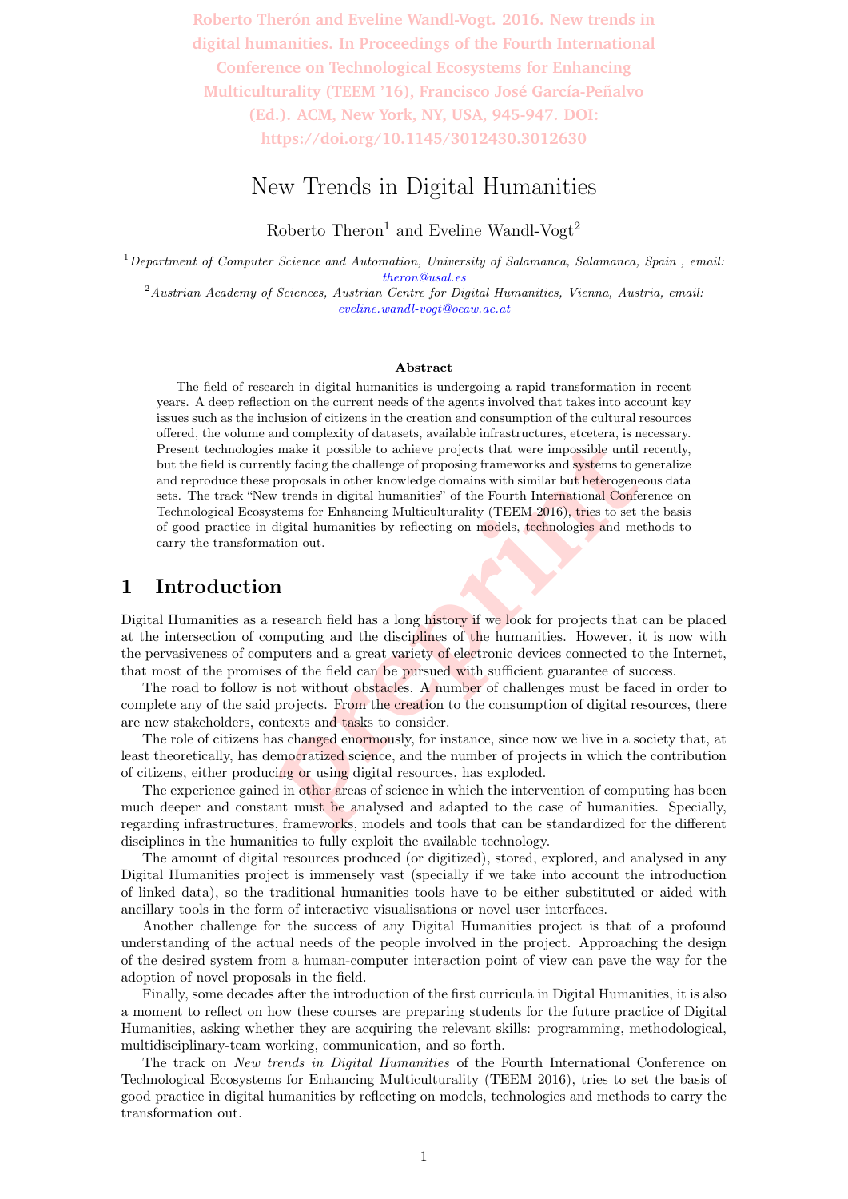Roberto Therón and Eveline Wandl-Vogt. 2016. New trends in digital humanities. In Proceedings of the Fourth International Conference on Technological Ecosystems for Enhancing Multiculturality (TEEM '16), Francisco José García-Peñalvo (Ed.). ACM, New York, NY, USA, 945-947. DOI: https://doi.org/10.1145/3012430.3012630

# New Trends in Digital Humanities

Roberto Theron[1] and Eveline Wandl-Vogt[2]

[1]*Department of Computer Science and Automation, University of Salamanca, Salamanca, Spain , email: theron@usal.es*

[2]*Austrian Academy of Sciences, Austrian Centre for Digital Humanities, Vienna, Austria, email: eveline.wandl-vogt@oeaw.ac.at*

**Abstract**

The field of research in digital humanities is undergoing a rapid transformation in recent years. A deep reflection on the current needs of the agents involved that takes into account key issues such as the inclusion of citizens in the creation and consumption of the cultural resources offered, the volume and complexity of datasets, available infrastructures, etcetera, is necessary. Present technologies make it possible to achieve projects that were impossible until recently, but the field is currently facing the challenge of proposing frameworks and systems to generalize and reproduce these proposals in other knowledge domains with similar but heterogeneous data sets. The track "New trends in digital humanities" of the Fourth International Conference on Technological Ecosystems for Enhancing Multiculturality (TEEM 2016), tries to set the basis of good practice in digital humanities by reflecting on models, technologies and methods to carry the transformation out.

## 1 Introduction

Digital Humanities as a research field has a long history if we look for projects that can be placed at the intersection of computing and the disciplines of the humanities. However, it is now with the pervasiveness of computers and a great variety of electronic devices connected to the Internet, that most of the promises of the field can be pursued with sufficient guarantee of success.

The road to follow is not without obstacles. A number of challenges must be faced in order to complete any of the said projects. From the creation to the consumption of digital resources, there are new stakeholders, contexts and tasks to consider.

The role of citizens has changed enormously, for instance, since now we live in a society that, at least theoretically, has democratized science, and the number of projects in which the contribution of citizens, either producing or using digital resources, has exploded.

The experience gained in other areas of science in which the intervention of computing has been much deeper and constant must be analysed and adapted to the case of humanities. Specially, regarding infrastructures, frameworks, models and tools that can be standardized for the different disciplines in the humanities to fully exploit the available technology.

The amount of digital resources produced (or digitized), stored, explored, and analysed in any Digital Humanities project is immensely vast (specially if we take into account the introduction of linked data), so the traditional humanities tools have to be either substituted or aided with ancillary tools in the form of interactive visualisations or novel user interfaces.

Another challenge for the success of any Digital Humanities project is that of a profound understanding of the actual needs of the people involved in the project. Approaching the design of the desired system from a human-computer interaction point of view can pave the way for the adoption of novel proposals in the field.

Finally, some decades after the introduction of the first curricula in Digital Humanities, it is also a moment to reflect on how these courses are preparing students for the future practice of Digital Humanities, asking whether they are acquiring the relevant skills: programming, methodological, multidisciplinary-team working, communication, and so forth.

The track on *New trends in Digital Humanities* of the Fourth International Conference on Technological Ecosystems for Enhancing Multiculturality (TEEM 2016), tries to set the basis of good practice in digital humanities by reflecting on models, technologies and methods to carry the transformation out.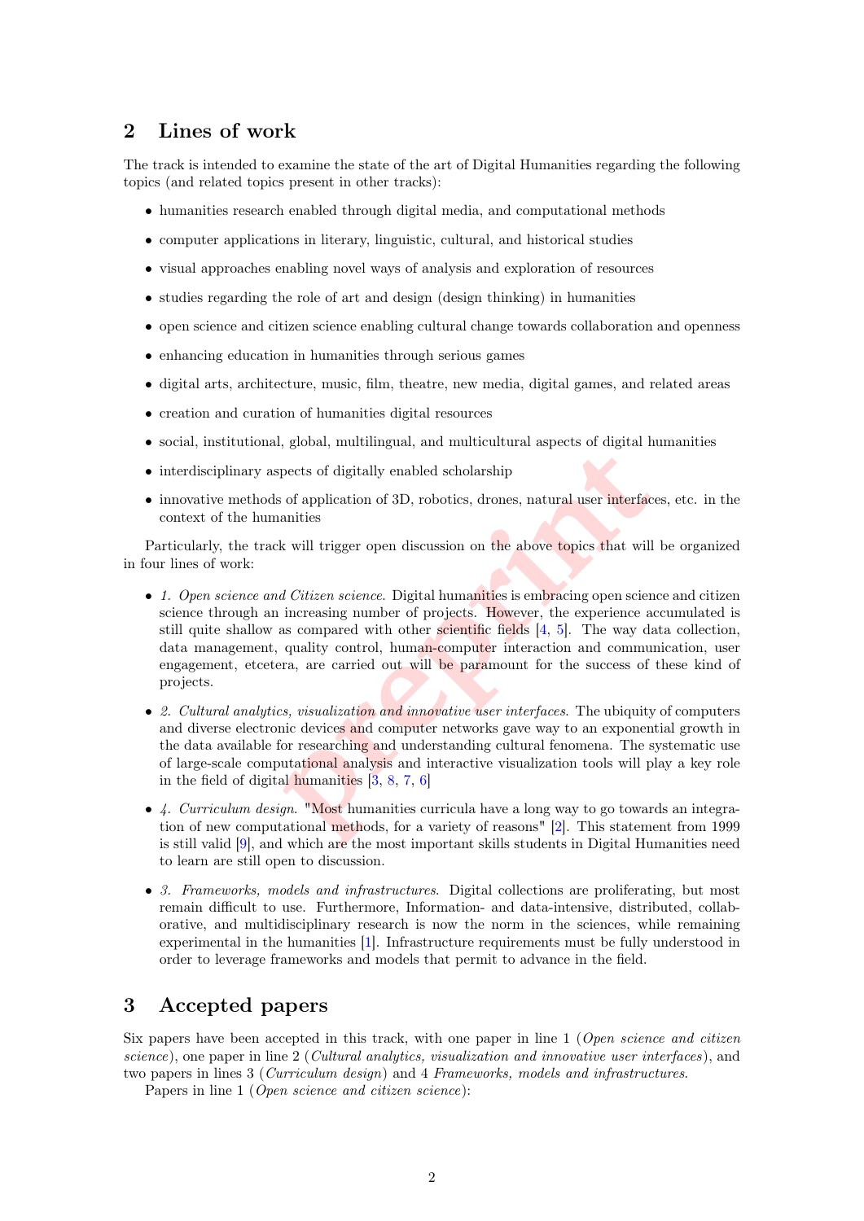## 2 Lines of work

The track is intended to examine the state of the art of Digital Humanities regarding the following topics (and related topics present in other tracks):

- humanities research enabled through digital media, and computational methods
- computer applications in literary, linguistic, cultural, and historical studies
- visual approaches enabling novel ways of analysis and exploration of resources
- studies regarding the role of art and design (design thinking) in humanities
- open science and citizen science enabling cultural change towards collaboration and openness
- enhancing education in humanities through serious games
- digital arts, architecture, music, film, theatre, new media, digital games, and related areas
- creation and curation of humanities digital resources
- social, institutional, global, multilingual, and multicultural aspects of digital humanities
- interdisciplinary aspects of digitally enabled scholarship
- innovative methods of application of 3D, robotics, drones, natural user interfaces, etc. in the context of the humanities

Particularly, the track will trigger open discussion on the above topics that will be organized in four lines of work:

- *1. Open science and Citizen science.* Digital humanities is embracing open science and citizen science through an increasing number of projects. However, the experience accumulated is still quite shallow as compared with other scientific fields [4, 5]. The way data collection, data management, quality control, human-computer interaction and communication, user engagement, etcetera, are carried out will be paramount for the success of these kind of projects.
- *2. Cultural analytics, visualization and innovative user interfaces.* The ubiquity of computers and diverse electronic devices and computer networks gave way to an exponential growth in the data available for researching and understanding cultural fenomena. The systematic use of large-scale computational analysis and interactive visualization tools will play a key role in the field of digital humanities [3, 8, 7, 6]
- *4. Curriculum design.* "Most humanities curricula have a long way to go towards an integration of new computational methods, for a variety of reasons" [2]. This statement from 1999 is still valid [9], and which are the most important skills students in Digital Humanities need to learn are still open to discussion.
- *3. Frameworks, models and infrastructures.* Digital collections are proliferating, but most remain difficult to use. Furthermore, Information- and data-intensive, distributed, collaborative, and multidisciplinary research is now the norm in the sciences, while remaining experimental in the humanities [1]. Infrastructure requirements must be fully understood in order to leverage frameworks and models that permit to advance in the field.

## 3 Accepted papers

Six papers have been accepted in this track, with one paper in line 1 (*Open science and citizen science*), one paper in line 2 (*Cultural analytics, visualization and innovative user interfaces*), and two papers in lines 3 (*Curriculum design*) and 4 *Frameworks, models and infrastructures*.

Papers in line 1 (*Open science and citizen science*):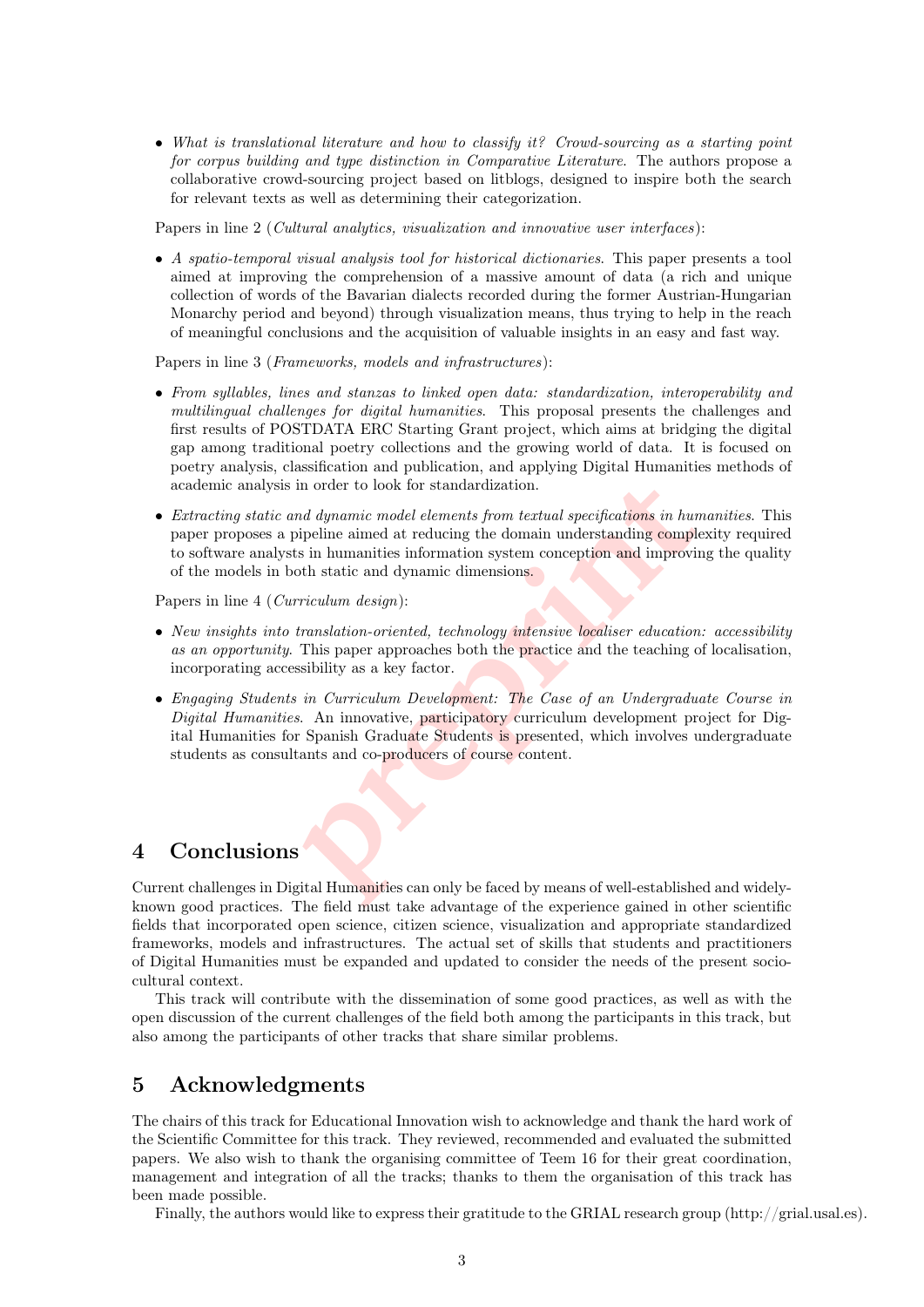- *What is translational literature and how to classify it? Crowd-sourcing as a starting point for corpus building and type distinction in Comparative Literature*. The authors propose a collaborative crowd-sourcing project based on litblogs, designed to inspire both the search for relevant texts as well as determining their categorization.

Papers in line 2 (*Cultural analytics, visualization and innovative user interfaces*):

- *A spatio-temporal visual analysis tool for historical dictionaries*. This paper presents a tool aimed at improving the comprehension of a massive amount of data (a rich and unique collection of words of the Bavarian dialects recorded during the former Austrian-Hungarian Monarchy period and beyond) through visualization means, thus trying to help in the reach of meaningful conclusions and the acquisition of valuable insights in an easy and fast way.

Papers in line 3 (*Frameworks, models and infrastructures*):

- *From syllables, lines and stanzas to linked open data: standardization, interoperability and multilingual challenges for digital humanities*. This proposal presents the challenges and first results of POSTDATA ERC Starting Grant project, which aims at bridging the digital gap among traditional poetry collections and the growing world of data. It is focused on poetry analysis, classification and publication, and applying Digital Humanities methods of academic analysis in order to look for standardization.
- *Extracting static and dynamic model elements from textual specifications in humanities*. This paper proposes a pipeline aimed at reducing the domain understanding complexity required to software analysts in humanities information system conception and improving the quality of the models in both static and dynamic dimensions.

Papers in line 4 (*Curriculum design*):

- *New insights into translation-oriented, technology intensive localiser education: accessibility as an opportunity*. This paper approaches both the practice and the teaching of localisation, incorporating accessibility as a key factor.
- *Engaging Students in Curriculum Development: The Case of an Undergraduate Course in Digital Humanities*. An innovative, participatory curriculum development project for Digital Humanities for Spanish Graduate Students is presented, which involves undergraduate students as consultants and co-producers of course content.

## 4 Conclusions

Current challenges in Digital Humanities can only be faced by means of well-established and widely-known good practices. The field must take advantage of the experience gained in other scientific fields that incorporated open science, citizen science, visualization and appropriate standardized frameworks, models and infrastructures. The actual set of skills that students and practitioners of Digital Humanities must be expanded and updated to consider the needs of the present socio-cultural context.

This track will contribute with the dissemination of some good practices, as well as with the open discussion of the current challenges of the field both among the participants in this track, but also among the participants of other tracks that share similar problems.

## 5 Acknowledgments

The chairs of this track for Educational Innovation wish to acknowledge and thank the hard work of the Scientific Committee for this track. They reviewed, recommended and evaluated the submitted papers. We also wish to thank the organising committee of Teem 16 for their great coordination, management and integration of all the tracks; thanks to them the organisation of this track has been made possible.

Finally, the authors would like to express their gratitude to the GRIAL research group (http://grial.usal.es).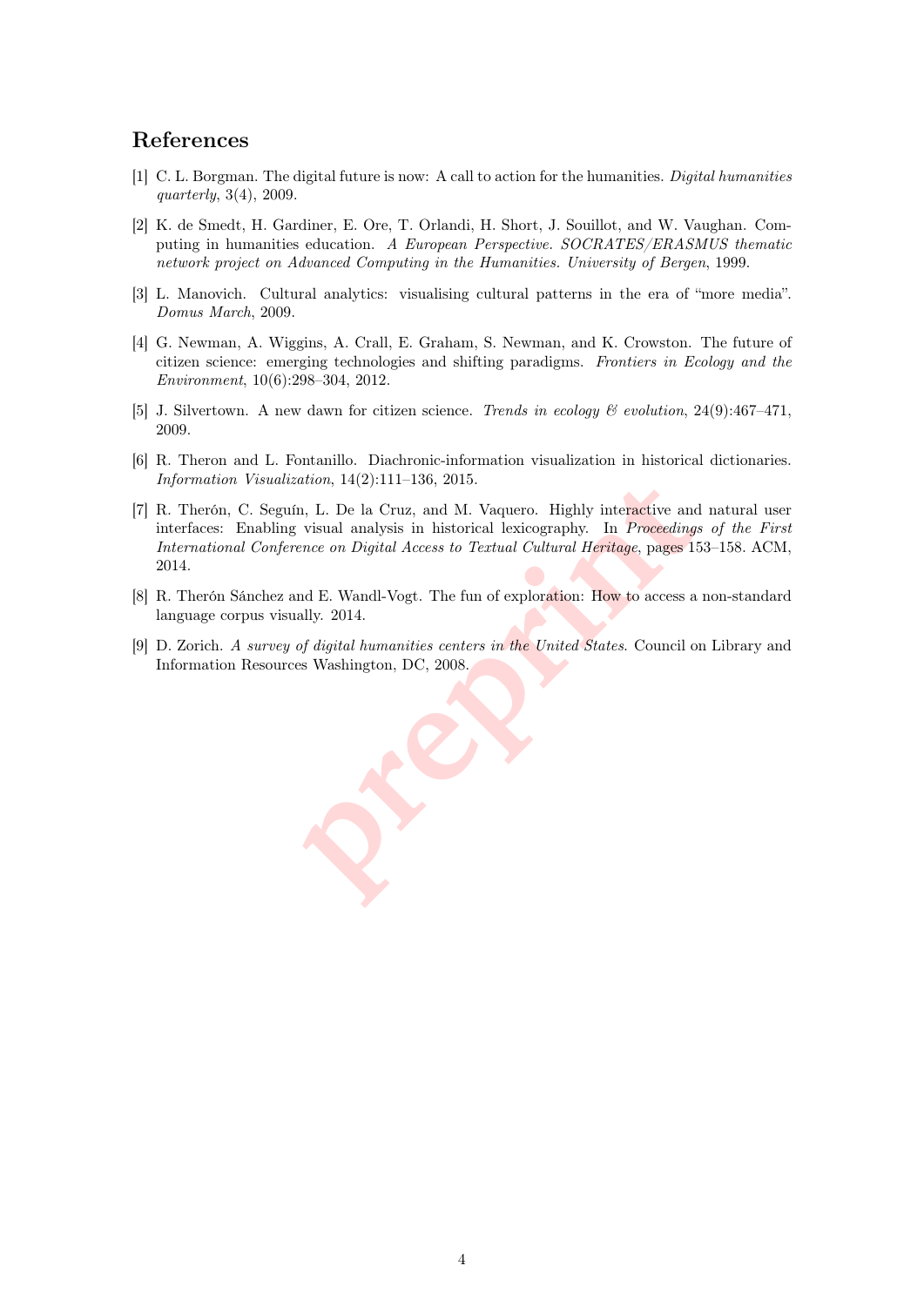## References

[1] C. L. Borgman. The digital future is now: A call to action for the humanities. *Digital humanities quarterly*, 3(4), 2009.

[2] K. de Smedt, H. Gardiner, E. Ore, T. Orlandi, H. Short, J. Souillot, and W. Vaughan. Computing in humanities education. *A European Perspective. SOCRATES/ERASMUS thematic network project on Advanced Computing in the Humanities. University of Bergen*, 1999.

[3] L. Manovich. Cultural analytics: visualising cultural patterns in the era of "more media". *Domus March*, 2009.

[4] G. Newman, A. Wiggins, A. Crall, E. Graham, S. Newman, and K. Crowston. The future of citizen science: emerging technologies and shifting paradigms. *Frontiers in Ecology and the Environment*, 10(6):298–304, 2012.

[5] J. Silvertown. A new dawn for citizen science. *Trends in ecology & evolution*, 24(9):467–471, 2009.

[6] R. Theron and L. Fontanillo. Diachronic-information visualization in historical dictionaries. *Information Visualization*, 14(2):111–136, 2015.

[7] R. Therón, C. Seguín, L. De la Cruz, and M. Vaquero. Highly interactive and natural user interfaces: Enabling visual analysis in historical lexicography. In *Proceedings of the First International Conference on Digital Access to Textual Cultural Heritage*, pages 153–158. ACM, 2014.

[8] R. Therón Sánchez and E. Wandl-Vogt. The fun of exploration: How to access a non-standard language corpus visually. 2014.

[9] D. Zorich. *A survey of digital humanities centers in the United States*. Council on Library and Information Resources Washington, DC, 2008.